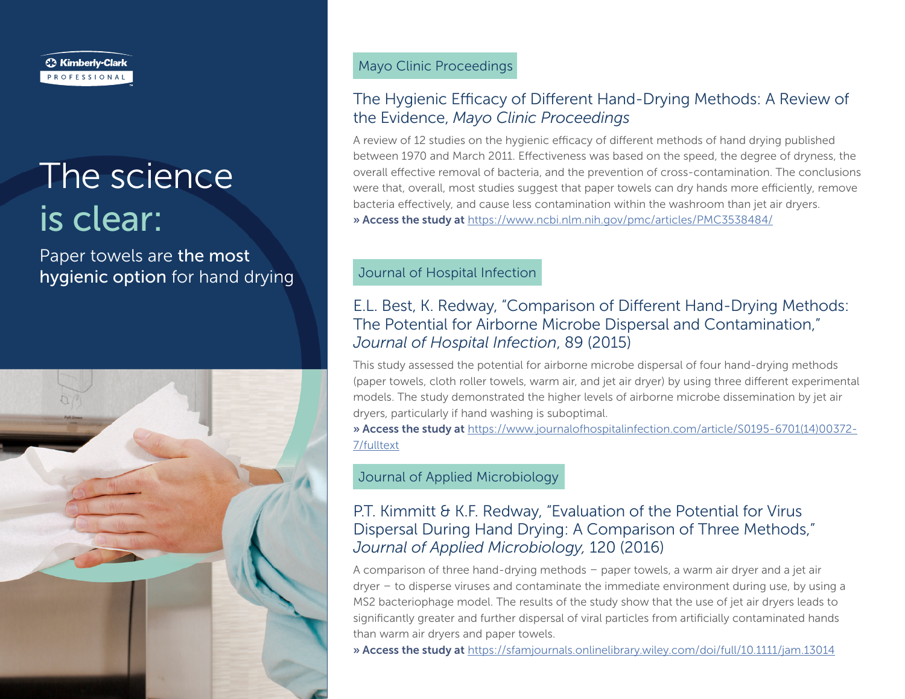Kimberly-Clark PROFESSIONAL

# The science is clear:

Paper towels are **the most hygienic option** for hand drying

## Mayo Clinic Proceedings

### The Hygienic Efficacy of Different Hand-Drying Methods: A Review of the Evidence, *Mayo Clinic Proceedings*

A review of 12 studies on the hygienic efficacy of different methods of hand drying published between 1970 and March 2011. Effectiveness was based on the speed, the degree of dryness, the overall effective removal of bacteria, and the prevention of cross-contamination. The conclusions were that, overall, most studies suggest that paper towels can dry hands more efficiently, remove bacteria effectively, and cause less contamination within the washroom than jet air dryers.

**» Access the study at** https://www.ncbi.nlm.nih.gov/pmc/articles/PMC3538484/

## Journal of Hospital Infection

### E.L. Best, K. Redway, "Comparison of Different Hand-Drying Methods: The Potential for Airborne Microbe Dispersal and Contamination," *Journal of Hospital Infection*, 89 (2015)

This study assessed the potential for airborne microbe dispersal of four hand-drying methods (paper towels, cloth roller towels, warm air, and jet air dryer) by using three different experimental models. The study demonstrated the higher levels of airborne microbe dissemination by jet air dryers, particularly if hand washing is suboptimal.

**» Access the study at** https://www.journalofhospitalinfection.com/article/S0195-6701(14)00372-7/fulltext

## Journal of Applied Microbiology

### P.T. Kimmitt & K.F. Redway, "Evaluation of the Potential for Virus Dispersal During Hand Drying: A Comparison of Three Methods," *Journal of Applied Microbiology,* 120 (2016)

A comparison of three hand-drying methods – paper towels, a warm air dryer and a jet air dryer – to disperse viruses and contaminate the immediate environment during use, by using a MS2 bacteriophage model. The results of the study show that the use of jet air dryers leads to significantly greater and further dispersal of viral particles from artificially contaminated hands than warm air dryers and paper towels.

**» Access the study at** https://sfamjournals.onlinelibrary.wiley.com/doi/full/10.1111/jam.13014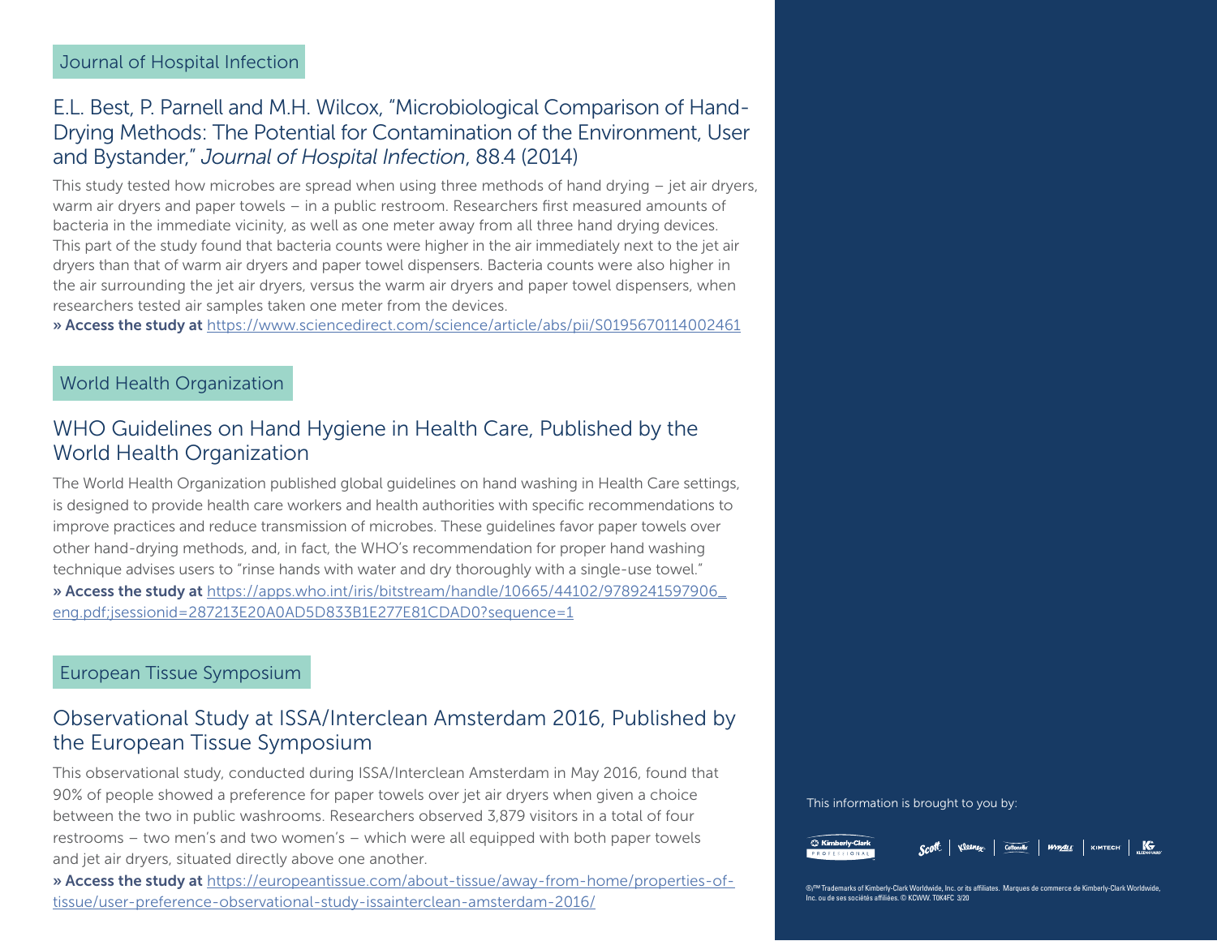## Journal of Hospital Infection

### E.L. Best, P. Parnell and M.H. Wilcox, "Microbiological Comparison of Hand-Drying Methods: The Potential for Contamination of the Environment, User and Bystander," *Journal of Hospital Infection*, 88.4 (2014)

This study tested how microbes are spread when using three methods of hand drying – jet air dryers, warm air dryers and paper towels – in a public restroom. Researchers first measured amounts of bacteria in the immediate vicinity, as well as one meter away from all three hand drying devices. This part of the study found that bacteria counts were higher in the air immediately next to the jet air dryers than that of warm air dryers and paper towel dispensers. Bacteria counts were also higher in the air surrounding the jet air dryers, versus the warm air dryers and paper towel dispensers, when researchers tested air samples taken one meter from the devices.

**» Access the study at** https://www.sciencedirect.com/science/article/abs/pii/S0195670114002461

## World Health Organization

### WHO Guidelines on Hand Hygiene in Health Care, Published by the World Health Organization

The World Health Organization published global guidelines on hand washing in Health Care settings, is designed to provide health care workers and health authorities with specific recommendations to improve practices and reduce transmission of microbes. These guidelines favor paper towels over other hand-drying methods, and, in fact, the WHO's recommendation for proper hand washing technique advises users to "rinse hands with water and dry thoroughly with a single-use towel."

**» Access the study at** https://apps.who.int/iris/bitstream/handle/10665/44102/9789241597906_eng.pdf;jsessionid=287213E20A0AD5D833B1E277E81CDAD0?sequence=1

## European Tissue Symposium

### Observational Study at ISSA/Interclean Amsterdam 2016, Published by the European Tissue Symposium

This observational study, conducted during ISSA/Interclean Amsterdam in May 2016, found that 90% of people showed a preference for paper towels over jet air dryers when given a choice between the two in public washrooms. Researchers observed 3,879 visitors in a total of four restrooms – two men's and two women's – which were all equipped with both paper towels and jet air dryers, situated directly above one another.

**» Access the study at** https://europeantissue.com/about-tissue/away-from-home/properties-of-tissue/user-preference-observational-study-issainterclean-amsterdam-2016/

This information is brought to you by:

Kimberly-Clark Professional | Scott | Kleenex | Cottonelle | WypAll | Kimtech | KleenGuard

®/™ Trademarks of Kimberly-Clark Worldwide, Inc. or its affiliates. Marques de commerce de Kimberly-Clark Worldwide, Inc. ou de ses sociétés affiliées. © KCWW. T0K4FC 3/20